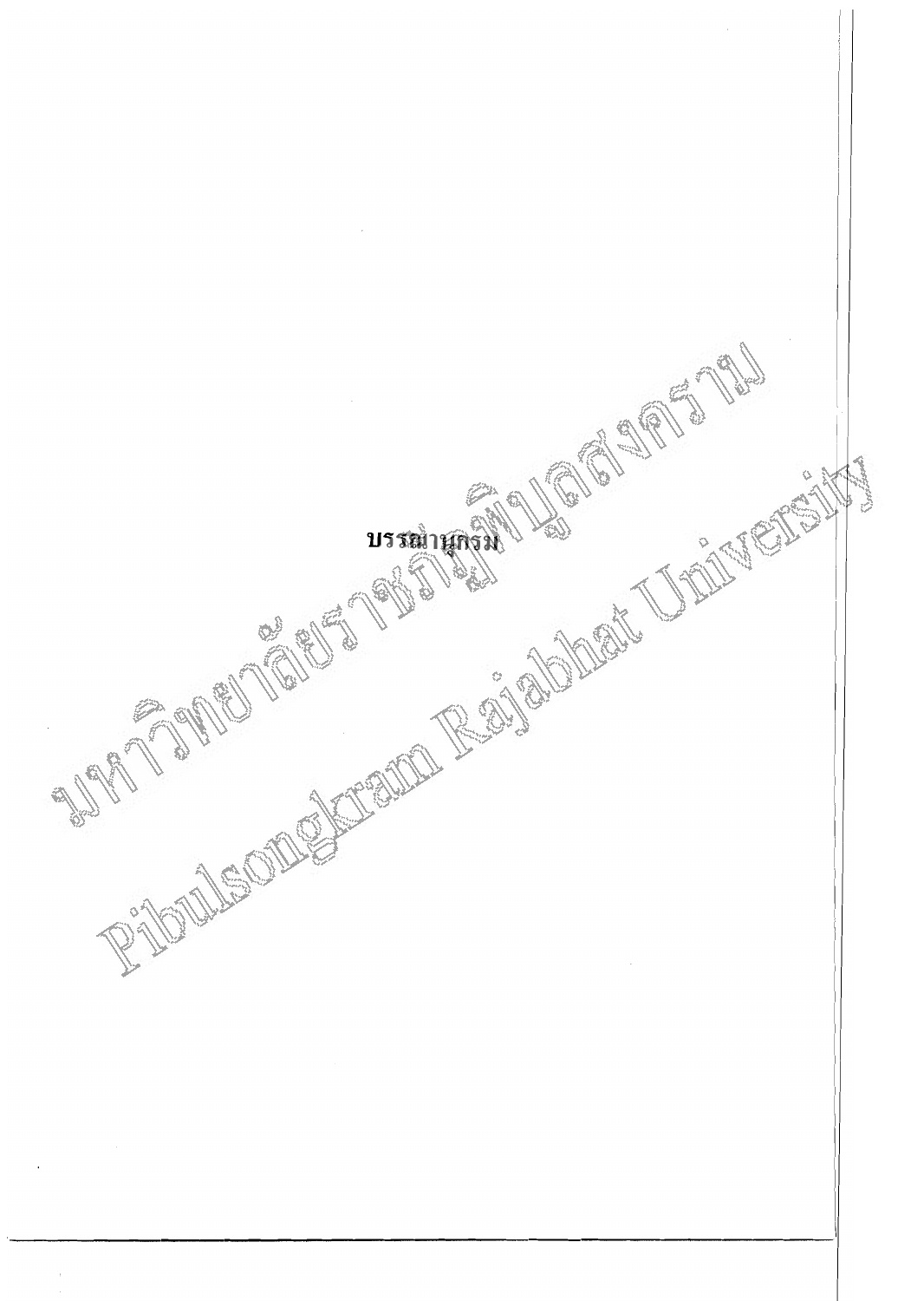# บรรณานุกรม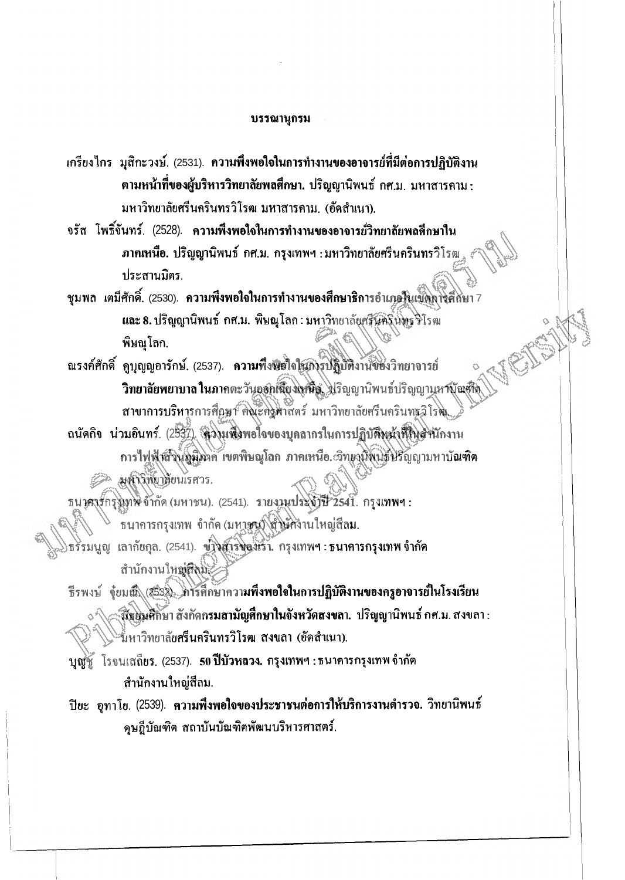# บรรณานุกรม

เกรียงไกร มุสิกะวงษ์. (2531). **ความพึงพอใจในการทำงานของอาจารย์ที่มีต่อการปฏิบัติงานตามหน้าที่ของผู้บริหารวิทยาลัยพลศึกษา.** ปริญญานิพนธ์ กศ.ม. มหาสารคาม : มหาวิทยาลัยศรีนครินทรวิโรฒ มหาสารคาม. (อัดสำเนา).

จรัส โพธิ์จันทร์. (2528). **ความพึงพอใจในการทำงานของอาจารย์วิทยาลัยพลศึกษาในภาคเหนือ.** ปริญญานิพนธ์ กศ.ม. กรุงเทพฯ : มหาวิทยาลัยศรีนครินทรวิโรฒ ประสานมิตร.

ชุมพล เตมีศักดิ์. (2530). **ความพึงพอใจในการทำงานของศึกษาธิการอำเภอในเขตการศึกษา 7 และ 8.** ปริญญานิพนธ์ กศ.ม. พิษณุโลก : มหาวิทยาลัยศรีนครินทรวิโรฒ พิษณุโลก.

ณรงค์ศักดิ์ คุบุญญอารักษ์. (2537). **ความพึงพอใจในการปฏิบัติงานของวิทยาจารย์วิทยาลัยพยาบาล ในภาคตะวันออกเฉียงเหนือ.** ปริญญานิพนธ์ปริญญามหาบัณฑิต สาขาการบริหารการศึกษา คณะครุศาสตร์ มหาวิทยาลัยศรีนครินทรวิโรฒ.

ถนัดกิจ น่วมอินทร์. (2537). **ความพึงพอใจของบุคลากรในการปฏิบัติหน้าที่ในสำนักงานการไฟฟ้าส่วนภูมิภาค เขตพิษณุโลก ภาคเหนือ.** วิทยานิพนธ์ปริญญามหาบัณฑิต มหาวิทยาลัยนเรศวร.

ธนาคารกรุงเทพ จำกัด (มหาชน). (2541). **รายงานประจำปี 2541.** กรุงเทพฯ : ธนาคารกรุงเทพ จำกัด (มหาชน) สำนักงานใหญ่สีลม.

ธรรมนูญ เลาภัยกุล. (2541). **ข่าวสารของเรา.** กรุงเทพฯ : ธนาคารกรุงเทพ จำกัด สำนักงานใหญ่สีลม.

ธีรพงษ์ จุ้ยมณี. (2532). **การศึกษาความพึงพอใจในการปฏิบัติงานของครูอาจารย์ในโรงเรียนมัธยมศึกษา สังกัดกรมสามัญศึกษาในจังหวัดสงขลา.** ปริญญานิพนธ์ กศ.ม. สงขลา : มหาวิทยาลัยศรีนครินทรวิโรฒ สงขลา (อัดสำเนา).

บุญชู โรจนเสถียร. (2537). **50 ปีบัวหลวง.** กรุงเทพฯ : ธนาคารกรุงเทพ จำกัด สำนักงานใหญ่สีลม.

ปิยะ อุทาโย. (2539). **ความพึงพอใจของประชาชนต่อการให้บริการงานตำรวจ.** วิทยานิพนธ์ดุษฎีบัณฑิต สถาบันบัณฑิตพัฒนบริหารศาสตร์.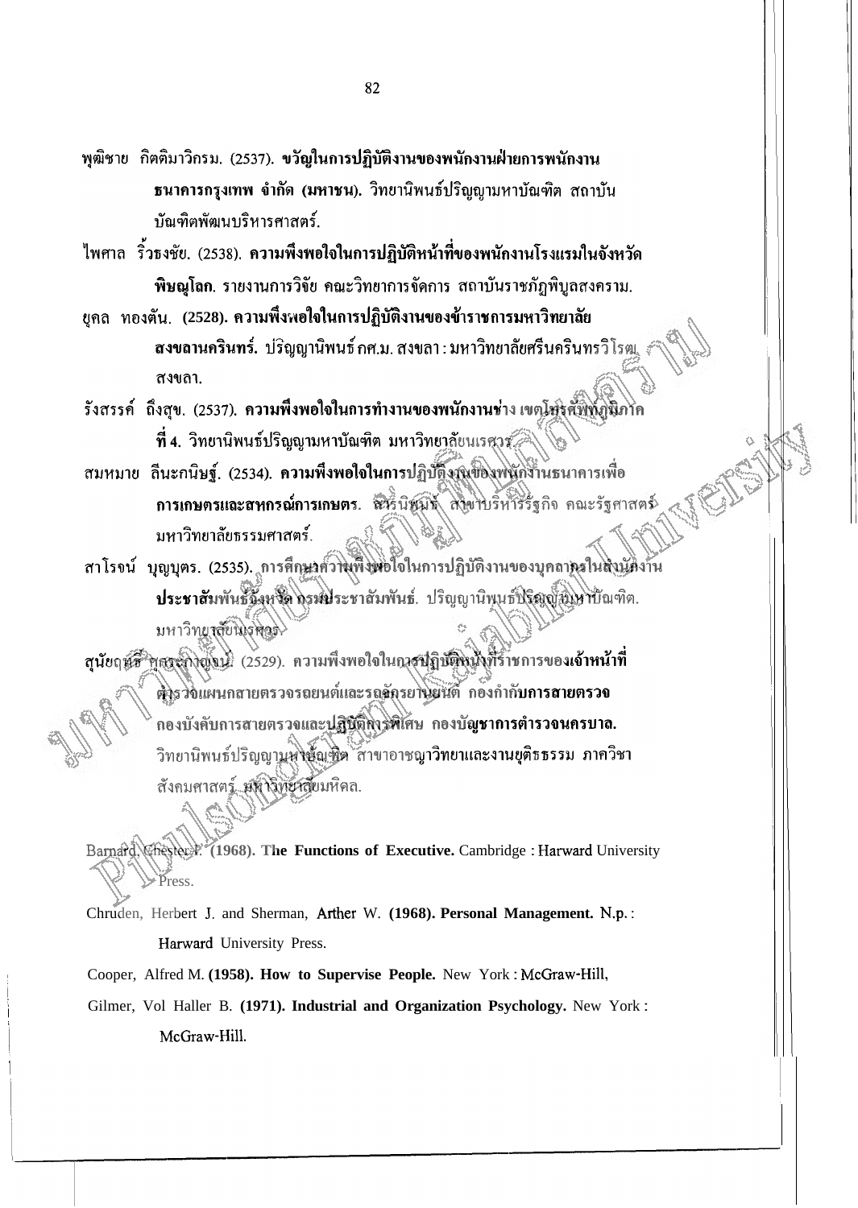พุฒิชาย กิตติมาวิกรม. (2537). **ขวัญในการปฏิบัติงานของพนักงานฝ่ายการพนักงาน ธนาคารกรุงเทพ จำกัด (มหาชน).** วิทยานิพนธ์ปริญญามหาบัณฑิต สถาบันบัณฑิตพัฒนบริหารศาสตร์.

ไพศาล ริ้วธงชัย. (2538). **ความพึงพอใจในการปฏิบัติหน้าที่ของพนักงานโรงแรมในจังหวัดพิษณุโลก.** รายงานการวิจัย คณะวิทยาการจัดการ สถาบันราชภัฏพิบูลสงคราม.

ยุคล ทองตัน. (2528). **ความพึงพอใจในการปฏิบัติงานของข้าราชการมหาวิทยาลัยสงขลานครินทร์.** ปริญญานิพนธ์ กศ.ม. สงขลา : มหาวิทยาลัยศรีนครินทรวิโรฒ สงขลา.

รังสรรค์ ถึงสุข. (2537). **ความพึงพอใจในการทำงานของพนักงานช่าง เขตโทรศัพท์ภูมิภาคที่ 4.** วิทยานิพนธ์ปริญญามหาบัณฑิต มหาวิทยาลัยนเรศวร.

สมหมาย ลีนะกนิษฐ์. (2534). **ความพึงพอใจในการปฏิบัติงานของพนักงานธนาคารเพื่อการเกษตรและสหกรณ์การเกษตร.** สารนิพนธ์ สาขาบริหารธุรกิจ คณะรัฐศาสตร์ มหาวิทยาลัยธรรมศาสตร์.

สาโรจน์ บุญบุตร. (2535). **การศึกษาความพึงพอใจในการปฏิบัติงานของบุคลากรในสำนักงานประชาสัมพันธ์จังหวัด กรมประชาสัมพันธ์.** ปริญญานิพนธ์ปริญญามหาบัณฑิต. มหาวิทยาลัยนเรศวร.

สุนัยฤทธิ์ ศุภระกาญจน์. (2529). ความพึงพอใจในการปฏิบัติหน้าที่ราชการของ**เจ้าหน้าที่ตำรวจแผนกสายตรวจรถยนต์และรถจักรยานยนต์ กองกำกับการสายตรวจ กองบังคับการสายตรวจและปฏิบัติการพิเศษ กองบัญชาการตำรวจนครบาล.** วิทยานิพนธ์ปริญญามหาบัณฑิต สาขาอาชญาวิทยาและงานยุติธรรม ภาควิชาสังคมศาสตร์ มหาวิทยาลัยมหิดล.

Barnard, Chester I. (1968). **The Functions of Executive.** Cambridge : Harward University Press.

Chruden, Herbert J. and Sherman, Arther W. **(1968). Personal Management.** N.p. : Harward University Press.

Cooper, Alfred M. **(1958). How to Supervise People.** New York : McGraw-Hill,

Gilmer, Vol Haller B. **(1971). Industrial and Organization Psychology.** New York : McGraw-Hill.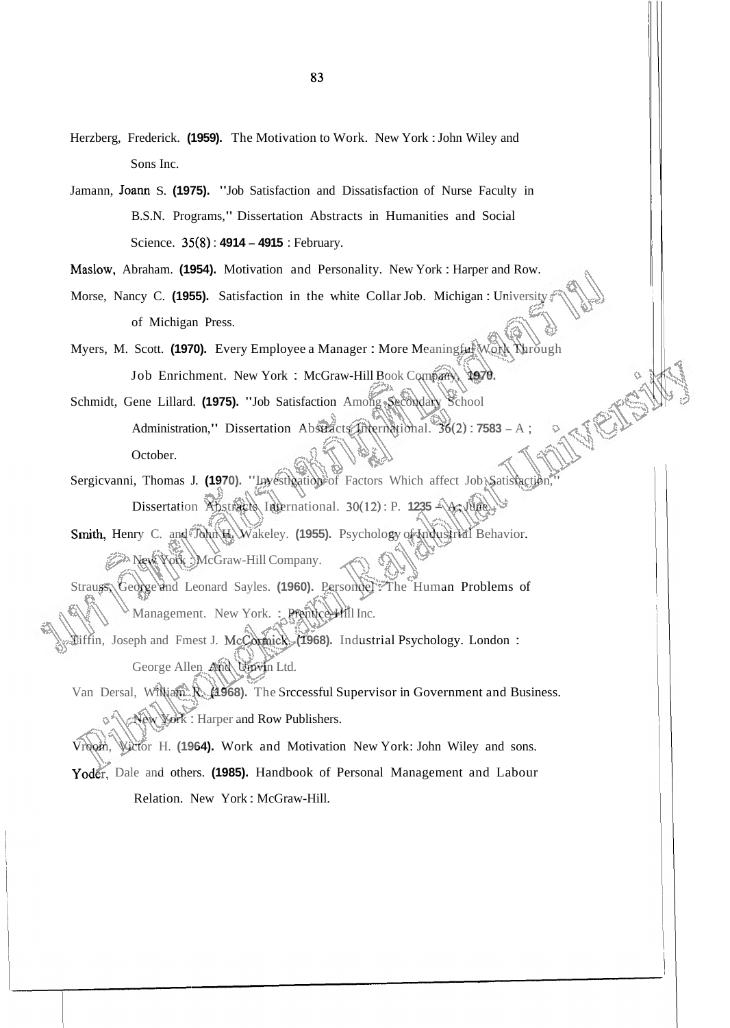Herzberg, Frederick. **(1959).** The Motivation to Work. New York : John Wiley and Sons Inc.

Jamann, Joann S. **(1975).** "Job Satisfaction and Dissatisfaction of Nurse Faculty in B.S.N. Programs," Dissertation Abstracts in Humanities and Social Science. 35(8) : **4914 – 4915** : February.

Maslow, Abraham. **(1954).** Motivation and Personality. New York : Harper and Row.

Morse, Nancy C. **(1955).** Satisfaction in the white Collar Job. Michigan : University of Michigan Press.

Myers, M. Scott. **(1970).** Every Employee a Manager : More Meaningful Work Through Job Enrichment. New York : McGraw-Hill Book Company, **1970**.

Schmidt, Gene Lillard. **(1975).** "Job Satisfaction Among Secondary School Administration," Dissertation Abstracts International. 36(2) : **7583** – A ; October.

Sergicvanni, Thomas J. **(1970).** "Investigation of Factors Which affect Job Satisfaction," Dissertation Abstracts International. 30(12) : P. **1235** – A ; June.

Smith, Henry C. and John H. Wakeley. **(1955).** Psychology of Industrial Behavior. New York : McGraw-Hill Company.

Strauss, George and Leonard Sayles. **(1960).** Personnel : The Human Problems of Management. New York. : Prentice-Hill Inc.

Tiffin, Joseph and Fmest J. McCormick. **(1968).** Industrial Psychology. London : George Allen And Unwin Ltd.

Van Dersal, William R. **(1968).** The Srccessful Supervisor in Government and Business. New York : Harper and Row Publishers.

Vroom, Victor H. **(1964).** Work and Motivation New York: John Wiley and sons.

Yoder, Dale and others. **(1985).** Handbook of Personal Management and Labour Relation. New York : McGraw-Hill.